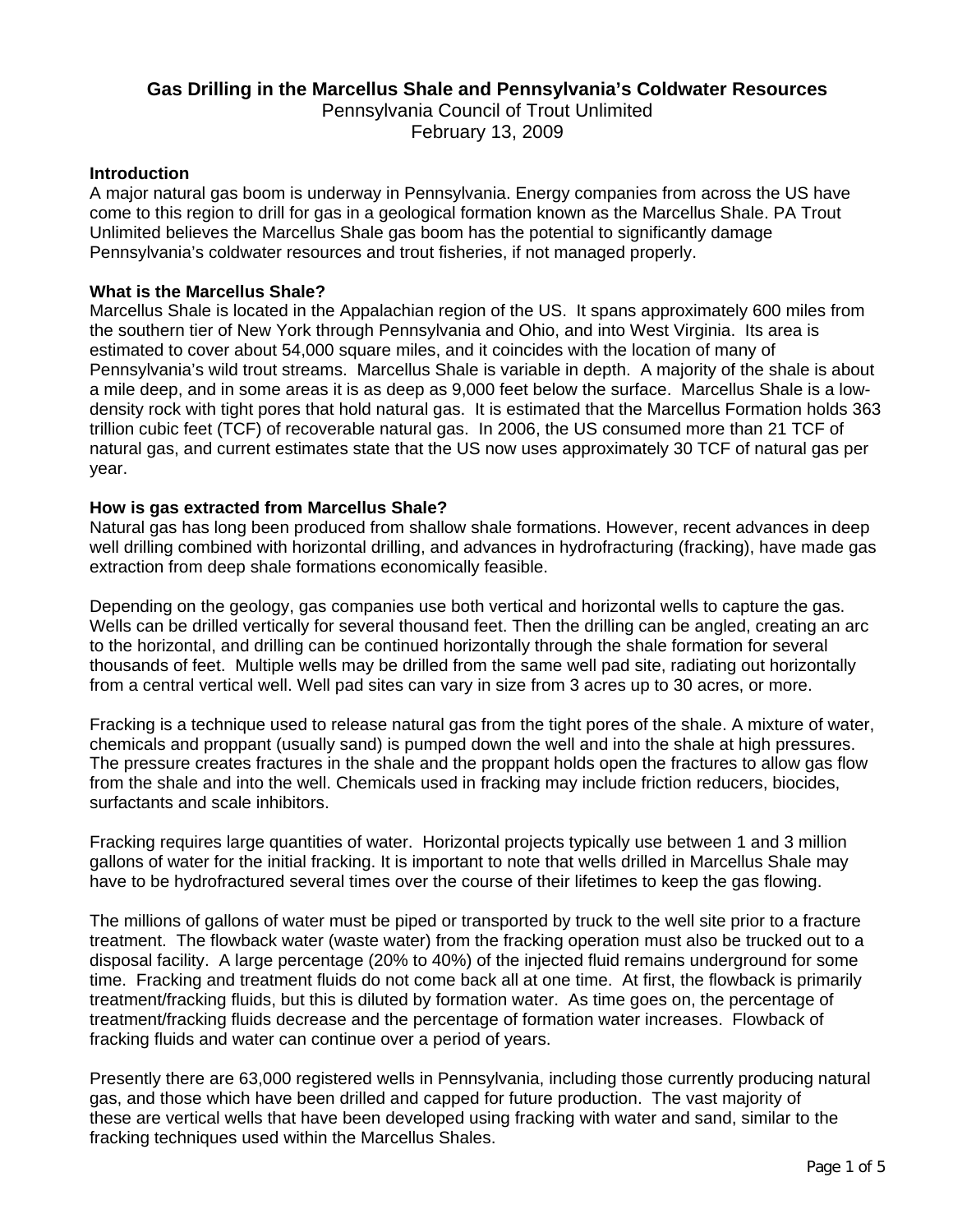# Gas Drilling in the Marcellus Shale and Pennsylvania's Coldwater Resources

Pennsylvania Council of Trout Unlimited

February 13, 2009

## Introduction

A major natural gas boom is underway in Pennsylvania. Energy companies from across the US have come to this region to drill for gas in a geological formation known as the Marcellus Shale. PA Trout Unlimited believes the Marcellus Shale gas boom has the potential to significantly damage Pennsylvania's coldwater resources and trout fisheries, if not managed properly.

## What is the Marcellus Shale?

Marcellus Shale is located in the Appalachian region of the US. It spans approximately 600 miles from the southern tier of New York through Pennsylvania and Ohio, and into West Virginia. Its area is estimated to cover about 54,000 square miles, and it coincides with the location of many of Pennsylvania's wild trout streams. Marcellus Shale is variable in depth. A majority of the shale is about a mile deep, and in some areas it is as deep as 9,000 feet below the surface. Marcellus Shale is a low-density rock with tight pores that hold natural gas. It is estimated that the Marcellus Formation holds 363 trillion cubic feet (TCF) of recoverable natural gas. In 2006, the US consumed more than 21 TCF of natural gas, and current estimates state that the US now uses approximately 30 TCF of natural gas per year.

## How is gas extracted from Marcellus Shale?

Natural gas has long been produced from shallow shale formations. However, recent advances in deep well drilling combined with horizontal drilling, and advances in hydrofracturing (fracking), have made gas extraction from deep shale formations economically feasible.

Depending on the geology, gas companies use both vertical and horizontal wells to capture the gas. Wells can be drilled vertically for several thousand feet. Then the drilling can be angled, creating an arc to the horizontal, and drilling can be continued horizontally through the shale formation for several thousands of feet. Multiple wells may be drilled from the same well pad site, radiating out horizontally from a central vertical well. Well pad sites can vary in size from 3 acres up to 30 acres, or more.

Fracking is a technique used to release natural gas from the tight pores of the shale. A mixture of water, chemicals and proppant (usually sand) is pumped down the well and into the shale at high pressures. The pressure creates fractures in the shale and the proppant holds open the fractures to allow gas flow from the shale and into the well. Chemicals used in fracking may include friction reducers, biocides, surfactants and scale inhibitors.

Fracking requires large quantities of water. Horizontal projects typically use between 1 and 3 million gallons of water for the initial fracking. It is important to note that wells drilled in Marcellus Shale may have to be hydrofractured several times over the course of their lifetimes to keep the gas flowing.

The millions of gallons of water must be piped or transported by truck to the well site prior to a fracture treatment. The flowback water (waste water) from the fracking operation must also be trucked out to a disposal facility. A large percentage (20% to 40%) of the injected fluid remains underground for some time. Fracking and treatment fluids do not come back all at one time. At first, the flowback is primarily treatment/fracking fluids, but this is diluted by formation water. As time goes on, the percentage of treatment/fracking fluids decrease and the percentage of formation water increases. Flowback of fracking fluids and water can continue over a period of years.

Presently there are 63,000 registered wells in Pennsylvania, including those currently producing natural gas, and those which have been drilled and capped for future production. The vast majority of these are vertical wells that have been developed using fracking with water and sand, similar to the fracking techniques used within the Marcellus Shales.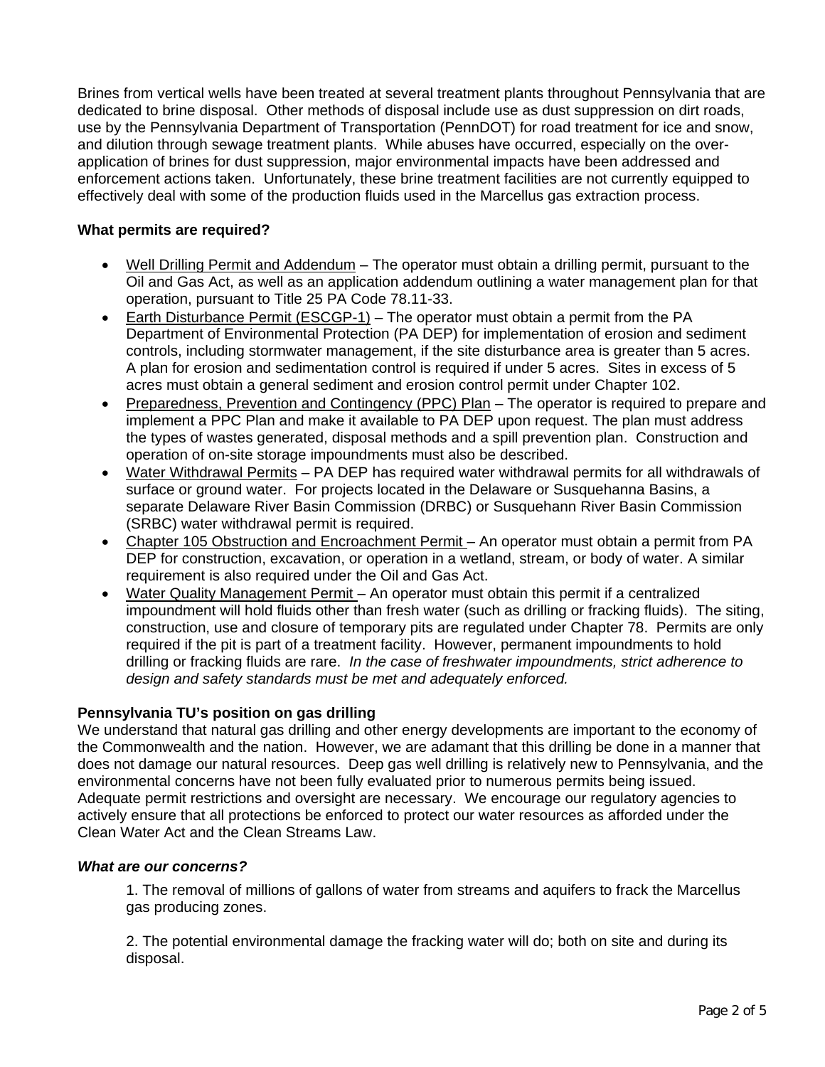Brines from vertical wells have been treated at several treatment plants throughout Pennsylvania that are dedicated to brine disposal. Other methods of disposal include use as dust suppression on dirt roads, use by the Pennsylvania Department of Transportation (PennDOT) for road treatment for ice and snow, and dilution through sewage treatment plants. While abuses have occurred, especially on the over-application of brines for dust suppression, major environmental impacts have been addressed and enforcement actions taken. Unfortunately, these brine treatment facilities are not currently equipped to effectively deal with some of the production fluids used in the Marcellus gas extraction process.

**What permits are required?**

- <u>Well Drilling Permit and Addendum</u> – The operator must obtain a drilling permit, pursuant to the Oil and Gas Act, as well as an application addendum outlining a water management plan for that operation, pursuant to Title 25 PA Code 78.11-33.
- <u>Earth Disturbance Permit (ESCGP-1)</u> – The operator must obtain a permit from the PA Department of Environmental Protection (PA DEP) for implementation of erosion and sediment controls, including stormwater management, if the site disturbance area is greater than 5 acres. A plan for erosion and sedimentation control is required if under 5 acres. Sites in excess of 5 acres must obtain a general sediment and erosion control permit under Chapter 102.
- <u>Preparedness, Prevention and Contingency (PPC) Plan</u> – The operator is required to prepare and implement a PPC Plan and make it available to PA DEP upon request. The plan must address the types of wastes generated, disposal methods and a spill prevention plan. Construction and operation of on-site storage impoundments must also be described.
- <u>Water Withdrawal Permits</u> – PA DEP has required water withdrawal permits for all withdrawals of surface or ground water. For projects located in the Delaware or Susquehanna Basins, a separate Delaware River Basin Commission (DRBC) or Susquehann River Basin Commission (SRBC) water withdrawal permit is required.
- <u>Chapter 105 Obstruction and Encroachment Permit</u> – An operator must obtain a permit from PA DEP for construction, excavation, or operation in a wetland, stream, or body of water. A similar requirement is also required under the Oil and Gas Act.
- <u>Water Quality Management Permit</u> – An operator must obtain this permit if a centralized impoundment will hold fluids other than fresh water (such as drilling or fracking fluids). The siting, construction, use and closure of temporary pits are regulated under Chapter 78. Permits are only required if the pit is part of a treatment facility. However, permanent impoundments to hold drilling or fracking fluids are rare. *In the case of freshwater impoundments, strict adherence to design and safety standards must be met and adequately enforced.*

**Pennsylvania TU's position on gas drilling**

We understand that natural gas drilling and other energy developments are important to the economy of the Commonwealth and the nation. However, we are adamant that this drilling be done in a manner that does not damage our natural resources. Deep gas well drilling is relatively new to Pennsylvania, and the environmental concerns have not been fully evaluated prior to numerous permits being issued. Adequate permit restrictions and oversight are necessary. We encourage our regulatory agencies to actively ensure that all protections be enforced to protect our water resources as afforded under the Clean Water Act and the Clean Streams Law.

***What are our concerns?***

1. The removal of millions of gallons of water from streams and aquifers to frack the Marcellus gas producing zones.

2. The potential environmental damage the fracking water will do; both on site and during its disposal.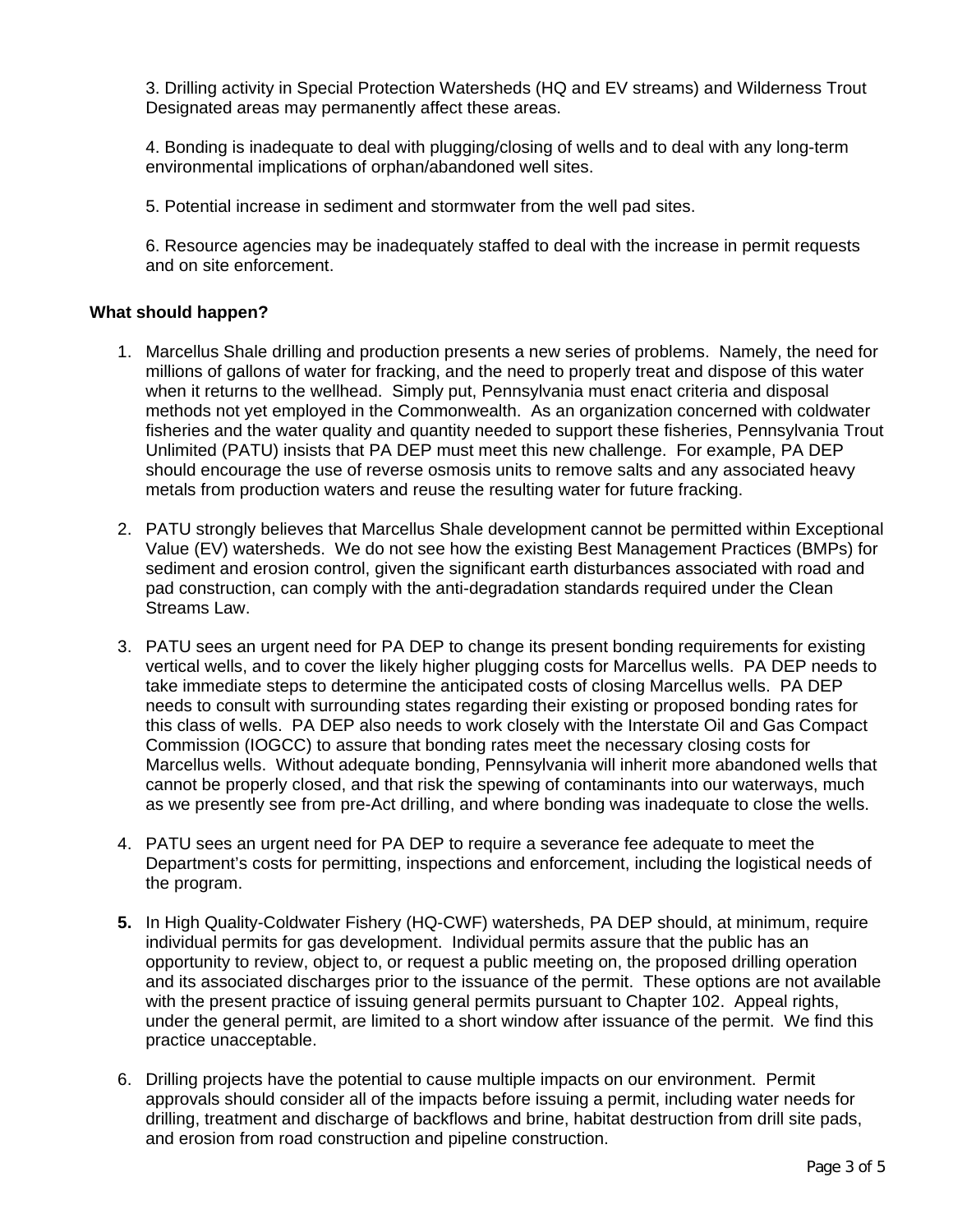3. Drilling activity in Special Protection Watersheds (HQ and EV streams) and Wilderness Trout Designated areas may permanently affect these areas.

4. Bonding is inadequate to deal with plugging/closing of wells and to deal with any long-term environmental implications of orphan/abandoned well sites.

5. Potential increase in sediment and stormwater from the well pad sites.

6. Resource agencies may be inadequately staffed to deal with the increase in permit requests and on site enforcement.

**What should happen?**

1. Marcellus Shale drilling and production presents a new series of problems. Namely, the need for millions of gallons of water for fracking, and the need to properly treat and dispose of this water when it returns to the wellhead. Simply put, Pennsylvania must enact criteria and disposal methods not yet employed in the Commonwealth. As an organization concerned with coldwater fisheries and the water quality and quantity needed to support these fisheries, Pennsylvania Trout Unlimited (PATU) insists that PA DEP must meet this new challenge. For example, PA DEP should encourage the use of reverse osmosis units to remove salts and any associated heavy metals from production waters and reuse the resulting water for future fracking.

2. PATU strongly believes that Marcellus Shale development cannot be permitted within Exceptional Value (EV) watersheds. We do not see how the existing Best Management Practices (BMPs) for sediment and erosion control, given the significant earth disturbances associated with road and pad construction, can comply with the anti-degradation standards required under the Clean Streams Law.

3. PATU sees an urgent need for PA DEP to change its present bonding requirements for existing vertical wells, and to cover the likely higher plugging costs for Marcellus wells. PA DEP needs to take immediate steps to determine the anticipated costs of closing Marcellus wells. PA DEP needs to consult with surrounding states regarding their existing or proposed bonding rates for this class of wells. PA DEP also needs to work closely with the Interstate Oil and Gas Compact Commission (IOGCC) to assure that bonding rates meet the necessary closing costs for Marcellus wells. Without adequate bonding, Pennsylvania will inherit more abandoned wells that cannot be properly closed, and that risk the spewing of contaminants into our waterways, much as we presently see from pre-Act drilling, and where bonding was inadequate to close the wells.

4. PATU sees an urgent need for PA DEP to require a severance fee adequate to meet the Department's costs for permitting, inspections and enforcement, including the logistical needs of the program.

5. In High Quality-Coldwater Fishery (HQ-CWF) watersheds, PA DEP should, at minimum, require individual permits for gas development. Individual permits assure that the public has an opportunity to review, object to, or request a public meeting on, the proposed drilling operation and its associated discharges prior to the issuance of the permit. These options are not available with the present practice of issuing general permits pursuant to Chapter 102. Appeal rights, under the general permit, are limited to a short window after issuance of the permit. We find this practice unacceptable.

6. Drilling projects have the potential to cause multiple impacts on our environment. Permit approvals should consider all of the impacts before issuing a permit, including water needs for drilling, treatment and discharge of backflows and brine, habitat destruction from drill site pads, and erosion from road construction and pipeline construction.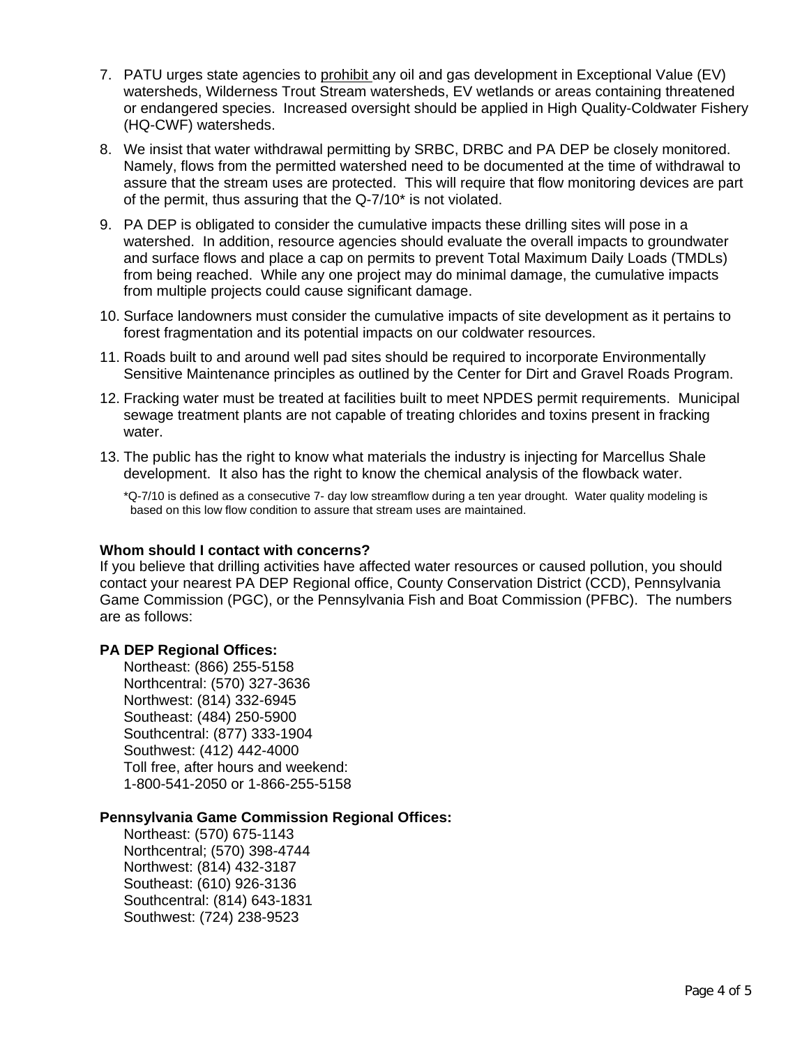7. PATU urges state agencies to <u>prohibit</u> any oil and gas development in Exceptional Value (EV) watersheds, Wilderness Trout Stream watersheds, EV wetlands or areas containing threatened or endangered species. Increased oversight should be applied in High Quality-Coldwater Fishery (HQ-CWF) watersheds.
8. We insist that water withdrawal permitting by SRBC, DRBC and PA DEP be closely monitored. Namely, flows from the permitted watershed need to be documented at the time of withdrawal to assure that the stream uses are protected. This will require that flow monitoring devices are part of the permit, thus assuring that the Q-7/10* is not violated.
9. PA DEP is obligated to consider the cumulative impacts these drilling sites will pose in a watershed. In addition, resource agencies should evaluate the overall impacts to groundwater and surface flows and place a cap on permits to prevent Total Maximum Daily Loads (TMDLs) from being reached. While any one project may do minimal damage, the cumulative impacts from multiple projects could cause significant damage.
10. Surface landowners must consider the cumulative impacts of site development as it pertains to forest fragmentation and its potential impacts on our coldwater resources.
11. Roads built to and around well pad sites should be required to incorporate Environmentally Sensitive Maintenance principles as outlined by the Center for Dirt and Gravel Roads Program.
12. Fracking water must be treated at facilities built to meet NPDES permit requirements. Municipal sewage treatment plants are not capable of treating chlorides and toxins present in fracking water.
13. The public has the right to know what materials the industry is injecting for Marcellus Shale development. It also has the right to know the chemical analysis of the flowback water.

*Q-7/10 is defined as a consecutive 7- day low streamflow during a ten year drought. Water quality modeling is based on this low flow condition to assure that stream uses are maintained.

**Whom should I contact with concerns?**

If you believe that drilling activities have affected water resources or caused pollution, you should contact your nearest PA DEP Regional office, County Conservation District (CCD), Pennsylvania Game Commission (PGC), or the Pennsylvania Fish and Boat Commission (PFBC). The numbers are as follows:

**PA DEP Regional Offices:**

Northeast: (866) 255-5158
Northcentral: (570) 327-3636
Northwest: (814) 332-6945
Southeast: (484) 250-5900
Southcentral: (877) 333-1904
Southwest: (412) 442-4000
Toll free, after hours and weekend:
1-800-541-2050 or 1-866-255-5158

**Pennsylvania Game Commission Regional Offices:**

Northeast: (570) 675-1143
Northcentral; (570) 398-4744
Northwest: (814) 432-3187
Southeast: (610) 926-3136
Southcentral: (814) 643-1831
Southwest: (724) 238-9523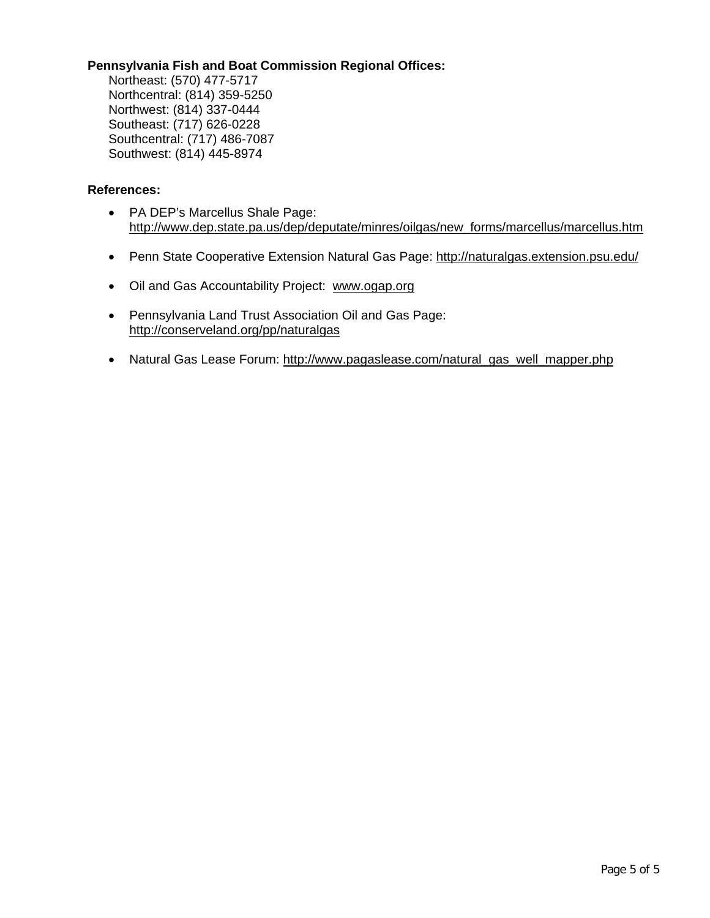**Pennsylvania Fish and Boat Commission Regional Offices:**

Northeast: (570) 477-5717
Northcentral: (814) 359-5250
Northwest: (814) 337-0444
Southeast: (717) 626-0228
Southcentral: (717) 486-7087
Southwest: (814) 445-8974

**References:**

- PA DEP's Marcellus Shale Page: http://www.dep.state.pa.us/dep/deputate/minres/oilgas/new_forms/marcellus/marcellus.htm
- Penn State Cooperative Extension Natural Gas Page: http://naturalgas.extension.psu.edu/
- Oil and Gas Accountability Project: www.ogap.org
- Pennsylvania Land Trust Association Oil and Gas Page: http://conserveland.org/pp/naturalgas
- Natural Gas Lease Forum: http://www.pagaslease.com/natural_gas_well_mapper.php